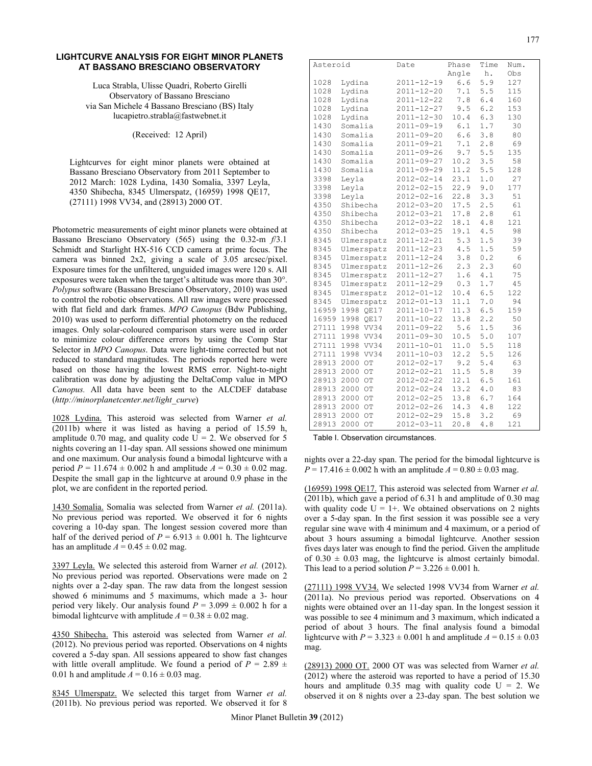# LIGHTCURVE ANALYSIS FOR EIGHT MINOR PLANETS AT BASSANO BRESCIANO OBSERVATORY

Luca Strabla, Ulisse Quadri, Roberto Girelli
Observatory of Bassano Bresciano
via San Michele 4 Bassano Bresciano (BS) Italy
lucapietro.strabla@fastwebnet.it

(Received: 12 April)

Lightcurves for eight minor planets were obtained at Bassano Bresciano Observatory from 2011 September to 2012 March: 1028 Lydina, 1430 Somalia, 3397 Leyla, 4350 Shibecha, 8345 Ulmerspatz, (16959) 1998 QE17, (27111) 1998 VV34, and (28913) 2000 OT.

Photometric measurements of eight minor planets were obtained at Bassano Bresciano Observatory (565) using the 0.32-m *f*/3.1 Schmidt and Starlight HX-516 CCD camera at prime focus. The camera was binned 2x2, giving a scale of 3.05 arcsec/pixel. Exposure times for the unfiltered, unguided images were 120 s. All exposures were taken when the target's altitude was more than 30°. *Polypus* software (Bassano Bresciano Observatory, 2010) was used to control the robotic observations. All raw images were processed with flat field and dark frames. *MPO Canopus* (Bdw Publishing, 2010) was used to perform differential photometry on the reduced images. Only solar-coloured comparison stars were used in order to minimize colour difference errors by using the Comp Star Selector in *MPO Canopus*. Data were light-time corrected but not reduced to standard magnitudes. The periods reported here were based on those having the lowest RMS error. Night-to-night calibration was done by adjusting the DeltaComp value in MPO *Canopus.* All data have been sent to the ALCDEF database (*http://minorplanetcenter.net/light_curve*)

1028 Lydina. This asteroid was selected from Warner *et al.* (2011b) where it was listed as having a period of 15.59 h, amplitude 0.70 mag, and quality code U = 2. We observed for 5 nights covering an 11-day span. All sessions showed one minimum and one maximum. Our analysis found a bimodal lightcurve with a period $P = 11.674 \pm 0.002$ h and amplitude $A = 0.30 \pm 0.02$ mag. Despite the small gap in the lightcurve at around 0.9 phase in the plot, we are confident in the reported period.

1430 Somalia. Somalia was selected from Warner *et al.* (2011a). No previous period was reported. We observed it for 6 nights covering a 10-day span. The longest session covered more than half of the derived period of $P = 6.913 \pm 0.001$ h. The lightcurve has an amplitude $A = 0.45 \pm 0.02$ mag.

3397 Leyla. We selected this asteroid from Warner *et al.* (2012). No previous period was reported. Observations were made on 2 nights over a 2-day span. The raw data from the longest session showed 6 minimums and 5 maximums, which made a 3- hour period very likely. Our analysis found $P = 3.099 \pm 0.002$ h for a bimodal lightcurve with amplitude $A = 0.38 \pm 0.02$ mag.

4350 Shibecha. This asteroid was selected from Warner *et al.* (2012). No previous period was reported. Observations on 4 nights covered a 5-day span. All sessions appeared to show fast changes with little overall amplitude. We found a period of $P = 2.89 \pm 0.01$ h and amplitude $A = 0.16 \pm 0.03$ mag.

8345 Ulmerspatz. We selected this target from Warner *et al.* (2011b). No previous period was reported. We observed it for 8 nights over a 22-day span. The period for the bimodal lightcurve is $P = 17.416 \pm 0.002$ h with an amplitude $A = 0.80 \pm 0.03$ mag.

(16959) 1998 QE17. This asteroid was selected from Warner *et al.* (2011b), which gave a period of 6.31 h and amplitude of 0.30 mag with quality code U = 1+. We obtained observations on 2 nights over a 5-day span. In the first session it was possible see a very regular sine wave with 4 minimum and 4 maximum, or a period of about 3 hours assuming a bimodal lightcurve. Another session fives days later was enough to find the period. Given the amplitude of $0.30 \pm 0.03$ mag, the lightcurve is almost certainly bimodal. This lead to a period solution $P = 3.226 \pm 0.001$ h.

(27111) 1998 VV34. We selected 1998 VV34 from Warner *et al.* (2011a). No previous period was reported. Observations on 4 nights were obtained over an 11-day span. In the longest session it was possible to see 4 minimum and 3 maximum, which indicated a period of about 3 hours. The final analysis found a bimodal lightcurve with $P = 3.323 \pm 0.001$ h and amplitude $A = 0.15 \pm 0.03$ mag.

(28913) 2000 OT. 2000 OT was was selected from Warner *et al.* (2012) where the asteroid was reported to have a period of 15.30 hours and amplitude 0.35 mag with quality code U = 2. We observed it on 8 nights over a 23-day span. The best solution we

| Asteroid | | Date | Phase Angle | Time h. | Num. Obs |
|---|---|---|---|---|---|
| 1028 | Lydina | 2011-12-19 | 6.6 | 5.9 | 127 |
| 1028 | Lydina | 2011-12-20 | 7.1 | 5.5 | 115 |
| 1028 | Lydina | 2011-12-22 | 7.8 | 6.4 | 160 |
| 1028 | Lydina | 2011-12-27 | 9.5 | 6.2 | 153 |
| 1028 | Lydina | 2011-12-30 | 10.4 | 6.3 | 130 |
| 1430 | Somalia | 2011-09-19 | 6.1 | 1.7 | 30 |
| 1430 | Somalia | 2011-09-20 | 6.6 | 3.8 | 80 |
| 1430 | Somalia | 2011-09-21 | 7.1 | 2.8 | 69 |
| 1430 | Somalia | 2011-09-26 | 9.7 | 5.5 | 135 |
| 1430 | Somalia | 2011-09-27 | 10.2 | 3.5 | 58 |
| 1430 | Somalia | 2011-09-29 | 11.2 | 5.5 | 128 |
| 3398 | Leyla | 2012-02-14 | 23.1 | 1.0 | 27 |
| 3398 | Leyla | 2012-02-15 | 22.9 | 9.0 | 177 |
| 3398 | Leyla | 2012-02-16 | 22.8 | 3.3 | 51 |
| 4350 | Shibecha | 2012-03-20 | 17.5 | 2.5 | 61 |
| 4350 | Shibecha | 2012-03-21 | 17.8 | 2.8 | 61 |
| 4350 | Shibecha | 2012-03-22 | 18.1 | 4.8 | 121 |
| 4350 | Shibecha | 2012-03-25 | 19.1 | 4.5 | 98 |
| 8345 | Ulmerspatz | 2011-12-21 | 5.3 | 1.5 | 39 |
| 8345 | Ulmerspatz | 2011-12-23 | 4.5 | 1.5 | 59 |
| 8345 | Ulmerspatz | 2011-12-24 | 3.8 | 0.2 | 6 |
| 8345 | Ulmerspatz | 2011-12-26 | 2.3 | 2.3 | 60 |
| 8345 | Ulmerspatz | 2011-12-27 | 1.6 | 4.1 | 75 |
| 8345 | Ulmerspatz | 2011-12-29 | 0.3 | 1.7 | 45 |
| 8345 | Ulmerspatz | 2012-01-12 | 10.4 | 6.5 | 122 |
| 8345 | Ulmerspatz | 2012-01-13 | 11.1 | 7.0 | 94 |
| 16959 | 1998 QE17 | 2011-10-17 | 11.3 | 6.5 | 159 |
| 16959 | 1998 QE17 | 2011-10-22 | 13.8 | 2.2 | 50 |
| 27111 | 1998 VV34 | 2011-09-22 | 5.6 | 1.5 | 36 |
| 27111 | 1998 VV34 | 2011-09-30 | 10.5 | 5.0 | 107 |
| 27111 | 1998 VV34 | 2011-10-01 | 11.0 | 5.5 | 118 |
| 27111 | 1998 VV34 | 2011-10-03 | 12.2 | 5.5 | 126 |
| 28913 | 2000 OT | 2012-02-17 | 9.2 | 5.4 | 63 |
| 28913 | 2000 OT | 2012-02-21 | 11.5 | 5.8 | 39 |
| 28913 | 2000 OT | 2012-02-22 | 12.1 | 6.5 | 161 |
| 28913 | 2000 OT | 2012-02-24 | 13.2 | 4.0 | 83 |
| 28913 | 2000 OT | 2012-02-25 | 13.8 | 6.7 | 164 |
| 28913 | 2000 OT | 2012-02-26 | 14.3 | 4.8 | 122 |
| 28913 | 2000 OT | 2012-02-29 | 15.8 | 3.2 | 69 |
| 28913 | 2000 OT | 2012-03-11 | 20.8 | 4.8 | 121 |

Table I. Observation circumstances.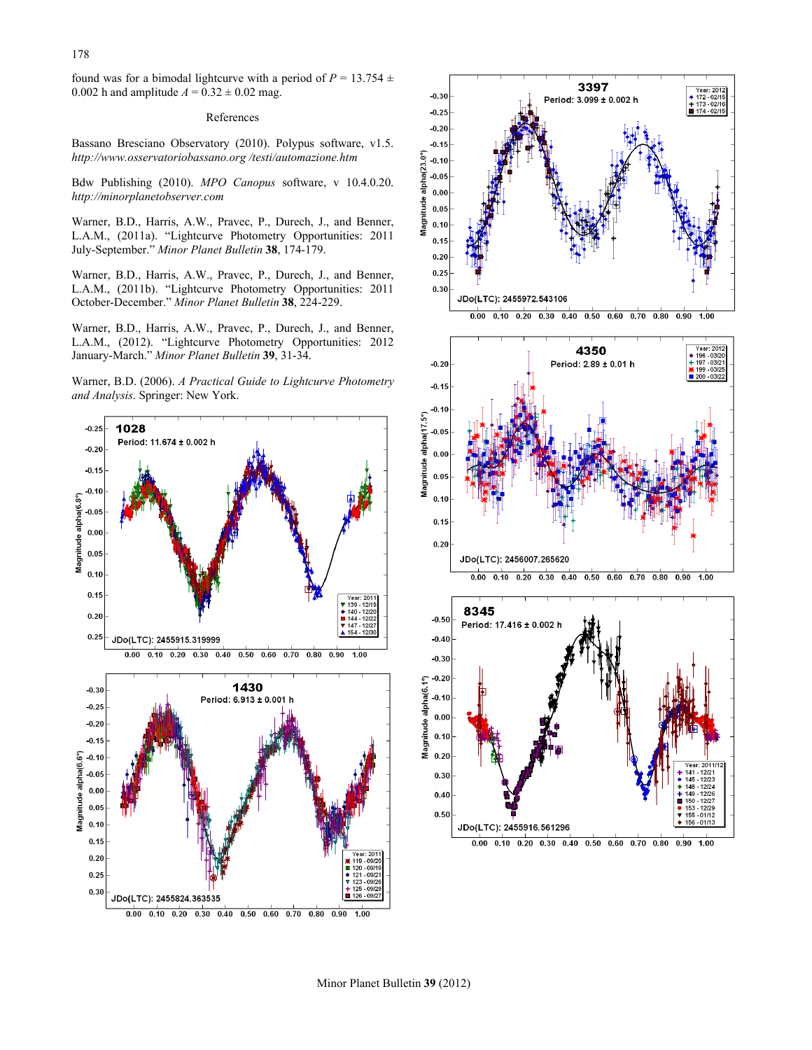found was for a bimodal lightcurve with a period of $P$ = 13.754 ± 0.002 h and amplitude $A$ = 0.32 ± 0.02 mag.

## References

Bassano Bresciano Observatory (2010). Polypus software, v1.5. *http://www.osservatoriobassano.org /testi/automazione.htm*

Bdw Publishing (2010). *MPO Canopus* software, v 10.4.0.20. *http://minorplanetobserver.com*

Warner, B.D., Harris, A.W., Pravec, P., Durech, J., and Benner, L.A.M., (2011a). "Lightcurve Photometry Opportunities: 2011 July-September." *Minor Planet Bulletin* **38**, 174-179.

Warner, B.D., Harris, A.W., Pravec, P., Durech, J., and Benner, L.A.M., (2011b). "Lightcurve Photometry Opportunities: 2011 October-December." *Minor Planet Bulletin* **38**, 224-229.

Warner, B.D., Harris, A.W., Pravec, P., Durech, J., and Benner, L.A.M., (2012). "Lightcurve Photometry Opportunities: 2012 January-March." *Minor Planet Bulletin* **39**, 31-34.

Warner, B.D. (2006). *A Practical Guide to Lightcurve Photometry and Analysis*. Springer: New York.

1028
Period: 11.674 ± 0.002 h
Magnitude alpha(6.8°)
JDo(LTC): 2455915.319999
Year: 2011
139 - 12/19
140 - 12/20
144 - 12/22
147 - 12/27
154 - 12/30

1430
Period: 6.913 ± 0.001 h
Magnitude alpha(6.6°)
JDo(LTC): 2455824.363535
Year: 2011
119 - 09/20
120 - 09/19
121 - 09/21
123 - 09/26
125 - 09/29
126 - 09/27

3397
Period: 3.099 ± 0.002 h
Magnitude alpha(23.0°)
JDo(LTC): 2455972.543106
Year: 2012
172 - 02/15
173 - 02/16
174 - 02/15

4350
Period: 2.89 ± 0.01 h
Magnitude alpha(17.5°)
JDo(LTC): 2456007.265620
Year: 2012
196 - 03/20
197 - 03/21
199 - 03/25
200 - 03/22

8345
Period: 17.416 ± 0.002 h
Magnitude alpha(6.1°)
JDo(LTC): 2455916.561296
Year: 2011/12
141 - 12/21
145 - 12/23
148 - 12/24
149 - 12/26
150 - 12/27
153 - 12/29
155 - 01/12
156 - 01/13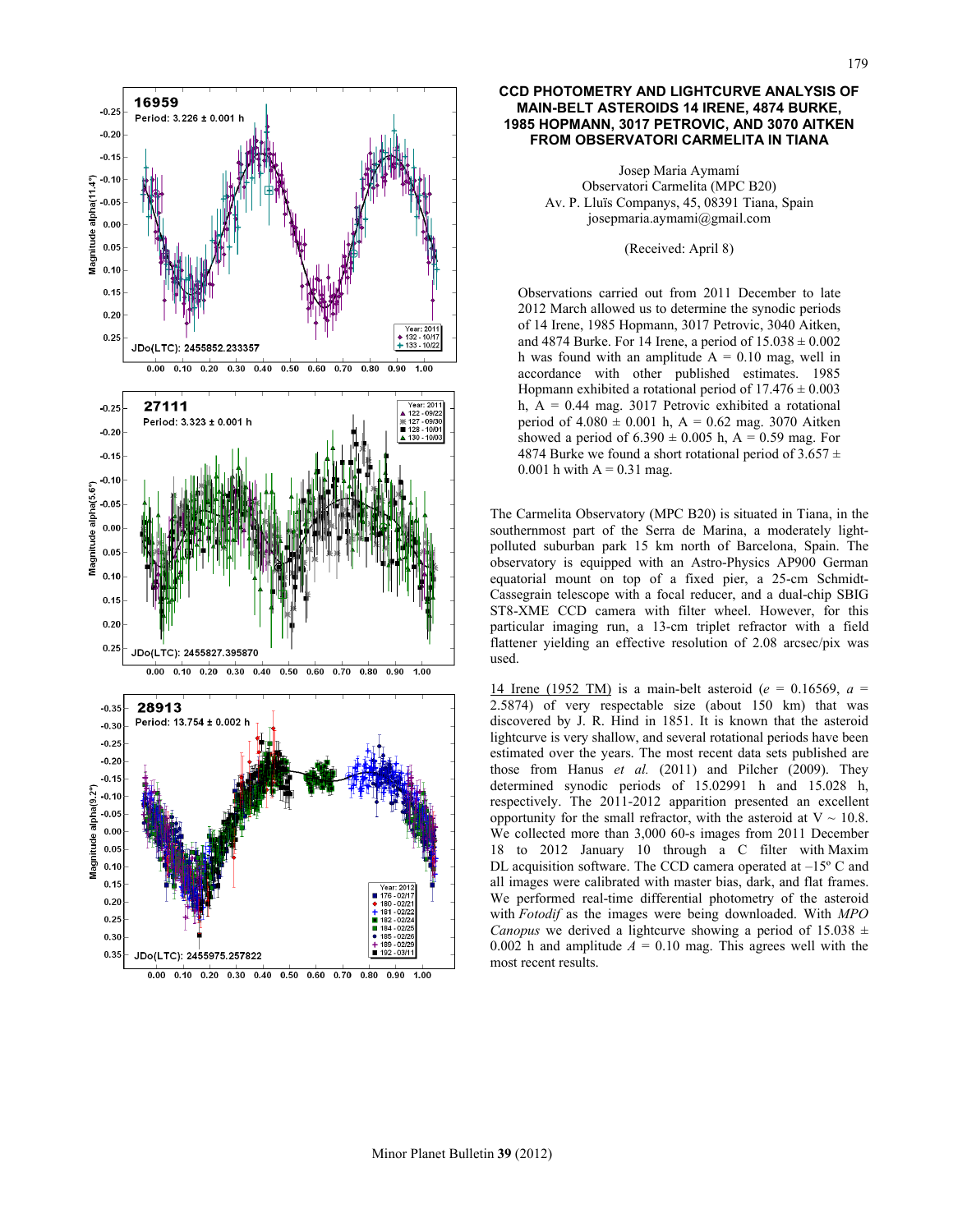16959
Period: 3.226 ± 0.001 h
Magnitude alpha(11.4°)
JDo(LTC): 2455852.233357
Year: 2011
132 - 10/17
133 - 10/22

27111
Period: 3.323 ± 0.001 h
Magnitude alpha(5.6°)
JDo(LTC): 2455827.395870
Year: 2011
122 - 09/22
127 - 09/30
128 - 10/01
130 - 10/03

28913
Period: 13.754 ± 0.002 h
Magnitude alpha(9.2°)
JDo(LTC): 2455975.257822
Year: 2012
176 - 02/17
180 - 02/21
181 - 02/22
182 - 02/24
184 - 02/25
185 - 02/26
189 - 02/29
192 - 03/11

# CCD PHOTOMETRY AND LIGHTCURVE ANALYSIS OF MAIN-BELT ASTEROIDS 14 IRENE, 4874 BURKE, 1985 HOPMANN, 3017 PETROVIC, AND 3070 AITKEN FROM OBSERVATORI CARMELITA IN TIANA

Josep Maria Aymamí
Observatori Carmelita (MPC B20)
Av. P. Lluïs Companys, 45, 08391 Tiana, Spain
josepmaria.aymami@gmail.com

(Received: April 8)

Observations carried out from 2011 December to late 2012 March allowed us to determine the synodic periods of 14 Irene, 1985 Hopmann, 3017 Petrovic, 3040 Aitken, and 4874 Burke. For 14 Irene, a period of 15.038 ± 0.002 h was found with an amplitude A = 0.10 mag, well in accordance with other published estimates. 1985 Hopmann exhibited a rotational period of 17.476 ± 0.003 h, A = 0.44 mag. 3017 Petrovic exhibited a rotational period of 4.080 ± 0.001 h, A = 0.62 mag. 3070 Aitken showed a period of 6.390 ± 0.005 h, A = 0.59 mag. For 4874 Burke we found a short rotational period of 3.657 ± 0.001 h with A = 0.31 mag.

The Carmelita Observatory (MPC B20) is situated in Tiana, in the southernmost part of the Serra de Marina, a moderately light-polluted suburban park 15 km north of Barcelona, Spain. The observatory is equipped with an Astro-Physics AP900 German equatorial mount on top of a fixed pier, a 25-cm Schmidt-Cassegrain telescope with a focal reducer, and a dual-chip SBIG ST8-XME CCD camera with filter wheel. However, for this particular imaging run, a 13-cm triplet refractor with a field flattener yielding an effective resolution of 2.08 arcsec/pix was used.

14 Irene (1952 TM) is a main-belt asteroid ($e$ = 0.16569, $a$ = 2.5874) of very respectable size (about 150 km) that was discovered by J. R. Hind in 1851. It is known that the asteroid lightcurve is very shallow, and several rotational periods have been estimated over the years. The most recent data sets published are those from Hanus *et al.* (2011) and Pilcher (2009). They determined synodic periods of 15.02991 h and 15.028 h, respectively. The 2011-2012 apparition presented an excellent opportunity for the small refractor, with the asteroid at V ~ 10.8. We collected more than 3,000 60-s images from 2011 December 18 to 2012 January 10 through a C filter with Maxim DL acquisition software. The CCD camera operated at –15º C and all images were calibrated with master bias, dark, and flat frames. We performed real-time differential photometry of the asteroid with *Fotodif* as the images were being downloaded. With *MPO Canopus* we derived a lightcurve showing a period of 15.038 ± 0.002 h and amplitude $A$ = 0.10 mag. This agrees well with the most recent results.